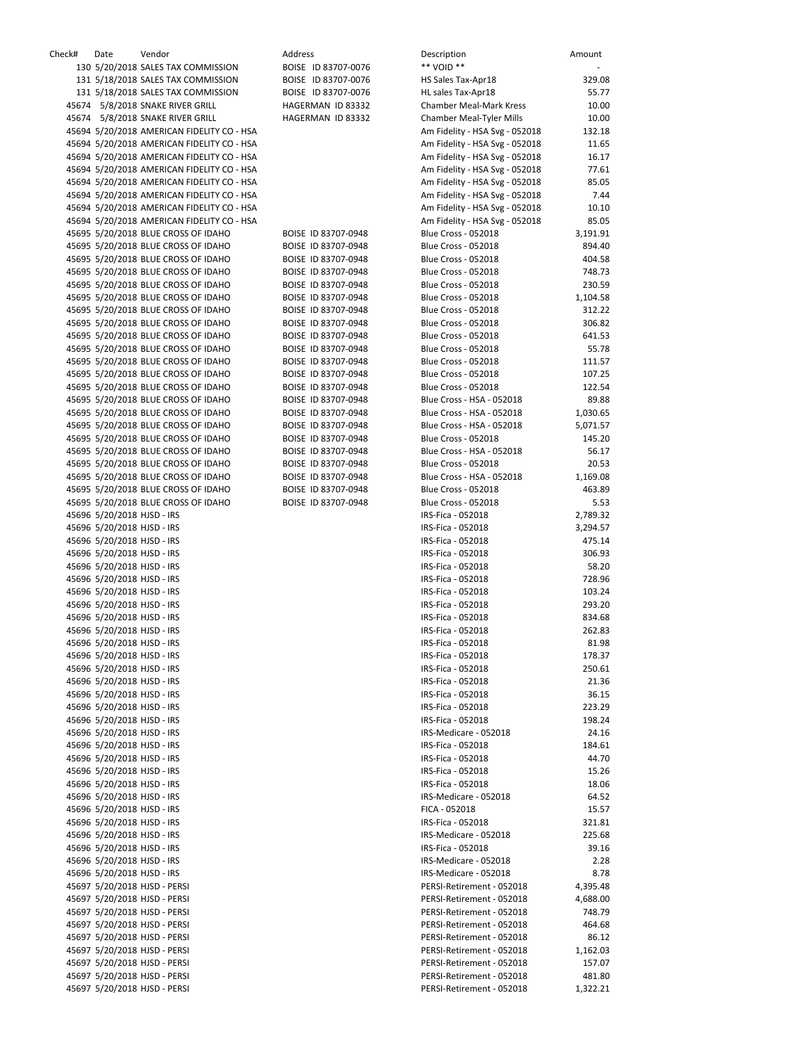| Check# | Date | Vendor | Address | Description | Amount |
| --- | --- | --- | --- | --- | --- |
| 130 | 5/20/2018 | SALES TAX COMMISSION | BOISE ID 83707-0076 | ** VOID ** | - |
| 131 | 5/18/2018 | SALES TAX COMMISSION | BOISE ID 83707-0076 | HS Sales Tax-Apr18 | 329.08 |
| 131 | 5/18/2018 | SALES TAX COMMISSION | BOISE ID 83707-0076 | HL sales Tax-Apr18 | 55.77 |
| 45674 | 5/8/2018 | SNAKE RIVER GRILL | HAGERMAN ID 83332 | Chamber Meal-Mark Kress | 10.00 |
| 45674 | 5/8/2018 | SNAKE RIVER GRILL | HAGERMAN ID 83332 | Chamber Meal-Tyler Mills | 10.00 |
| 45694 | 5/20/2018 | AMERICAN FIDELITY CO - HSA | | Am Fidelity - HSA Svg - 052018 | 132.18 |
| 45694 | 5/20/2018 | AMERICAN FIDELITY CO - HSA | | Am Fidelity - HSA Svg - 052018 | 11.65 |
| 45694 | 5/20/2018 | AMERICAN FIDELITY CO - HSA | | Am Fidelity - HSA Svg - 052018 | 16.17 |
| 45694 | 5/20/2018 | AMERICAN FIDELITY CO - HSA | | Am Fidelity - HSA Svg - 052018 | 77.61 |
| 45694 | 5/20/2018 | AMERICAN FIDELITY CO - HSA | | Am Fidelity - HSA Svg - 052018 | 85.05 |
| 45694 | 5/20/2018 | AMERICAN FIDELITY CO - HSA | | Am Fidelity - HSA Svg - 052018 | 7.44 |
| 45694 | 5/20/2018 | AMERICAN FIDELITY CO - HSA | | Am Fidelity - HSA Svg - 052018 | 10.10 |
| 45694 | 5/20/2018 | AMERICAN FIDELITY CO - HSA | | Am Fidelity - HSA Svg - 052018 | 85.05 |
| 45695 | 5/20/2018 | BLUE CROSS OF IDAHO | BOISE ID 83707-0948 | Blue Cross - 052018 | 3,191.91 |
| 45695 | 5/20/2018 | BLUE CROSS OF IDAHO | BOISE ID 83707-0948 | Blue Cross - 052018 | 894.40 |
| 45695 | 5/20/2018 | BLUE CROSS OF IDAHO | BOISE ID 83707-0948 | Blue Cross - 052018 | 404.58 |
| 45695 | 5/20/2018 | BLUE CROSS OF IDAHO | BOISE ID 83707-0948 | Blue Cross - 052018 | 748.73 |
| 45695 | 5/20/2018 | BLUE CROSS OF IDAHO | BOISE ID 83707-0948 | Blue Cross - 052018 | 230.59 |
| 45695 | 5/20/2018 | BLUE CROSS OF IDAHO | BOISE ID 83707-0948 | Blue Cross - 052018 | 1,104.58 |
| 45695 | 5/20/2018 | BLUE CROSS OF IDAHO | BOISE ID 83707-0948 | Blue Cross - 052018 | 312.22 |
| 45695 | 5/20/2018 | BLUE CROSS OF IDAHO | BOISE ID 83707-0948 | Blue Cross - 052018 | 306.82 |
| 45695 | 5/20/2018 | BLUE CROSS OF IDAHO | BOISE ID 83707-0948 | Blue Cross - 052018 | 641.53 |
| 45695 | 5/20/2018 | BLUE CROSS OF IDAHO | BOISE ID 83707-0948 | Blue Cross - 052018 | 55.78 |
| 45695 | 5/20/2018 | BLUE CROSS OF IDAHO | BOISE ID 83707-0948 | Blue Cross - 052018 | 111.57 |
| 45695 | 5/20/2018 | BLUE CROSS OF IDAHO | BOISE ID 83707-0948 | Blue Cross - 052018 | 107.25 |
| 45695 | 5/20/2018 | BLUE CROSS OF IDAHO | BOISE ID 83707-0948 | Blue Cross - 052018 | 122.54 |
| 45695 | 5/20/2018 | BLUE CROSS OF IDAHO | BOISE ID 83707-0948 | Blue Cross - HSA - 052018 | 89.88 |
| 45695 | 5/20/2018 | BLUE CROSS OF IDAHO | BOISE ID 83707-0948 | Blue Cross - HSA - 052018 | 1,030.65 |
| 45695 | 5/20/2018 | BLUE CROSS OF IDAHO | BOISE ID 83707-0948 | Blue Cross - HSA - 052018 | 5,071.57 |
| 45695 | 5/20/2018 | BLUE CROSS OF IDAHO | BOISE ID 83707-0948 | Blue Cross - 052018 | 145.20 |
| 45695 | 5/20/2018 | BLUE CROSS OF IDAHO | BOISE ID 83707-0948 | Blue Cross - HSA - 052018 | 56.17 |
| 45695 | 5/20/2018 | BLUE CROSS OF IDAHO | BOISE ID 83707-0948 | Blue Cross - 052018 | 20.53 |
| 45695 | 5/20/2018 | BLUE CROSS OF IDAHO | BOISE ID 83707-0948 | Blue Cross - HSA - 052018 | 1,169.08 |
| 45695 | 5/20/2018 | BLUE CROSS OF IDAHO | BOISE ID 83707-0948 | Blue Cross - 052018 | 463.89 |
| 45695 | 5/20/2018 | BLUE CROSS OF IDAHO | BOISE ID 83707-0948 | Blue Cross - 052018 | 5.53 |
| 45696 | 5/20/2018 | HJSD - IRS | | IRS-Fica - 052018 | 2,789.32 |
| 45696 | 5/20/2018 | HJSD - IRS | | IRS-Fica - 052018 | 3,294.57 |
| 45696 | 5/20/2018 | HJSD - IRS | | IRS-Fica - 052018 | 475.14 |
| 45696 | 5/20/2018 | HJSD - IRS | | IRS-Fica - 052018 | 306.93 |
| 45696 | 5/20/2018 | HJSD - IRS | | IRS-Fica - 052018 | 58.20 |
| 45696 | 5/20/2018 | HJSD - IRS | | IRS-Fica - 052018 | 728.96 |
| 45696 | 5/20/2018 | HJSD - IRS | | IRS-Fica - 052018 | 103.24 |
| 45696 | 5/20/2018 | HJSD - IRS | | IRS-Fica - 052018 | 293.20 |
| 45696 | 5/20/2018 | HJSD - IRS | | IRS-Fica - 052018 | 834.68 |
| 45696 | 5/20/2018 | HJSD - IRS | | IRS-Fica - 052018 | 262.83 |
| 45696 | 5/20/2018 | HJSD - IRS | | IRS-Fica - 052018 | 81.98 |
| 45696 | 5/20/2018 | HJSD - IRS | | IRS-Fica - 052018 | 178.37 |
| 45696 | 5/20/2018 | HJSD - IRS | | IRS-Fica - 052018 | 250.61 |
| 45696 | 5/20/2018 | HJSD - IRS | | IRS-Fica - 052018 | 21.36 |
| 45696 | 5/20/2018 | HJSD - IRS | | IRS-Fica - 052018 | 36.15 |
| 45696 | 5/20/2018 | HJSD - IRS | | IRS-Fica - 052018 | 223.29 |
| 45696 | 5/20/2018 | HJSD - IRS | | IRS-Fica - 052018 | 198.24 |
| 45696 | 5/20/2018 | HJSD - IRS | | IRS-Medicare - 052018 | 24.16 |
| 45696 | 5/20/2018 | HJSD - IRS | | IRS-Fica - 052018 | 184.61 |
| 45696 | 5/20/2018 | HJSD - IRS | | IRS-Fica - 052018 | 44.70 |
| 45696 | 5/20/2018 | HJSD - IRS | | IRS-Fica - 052018 | 15.26 |
| 45696 | 5/20/2018 | HJSD - IRS | | IRS-Fica - 052018 | 18.06 |
| 45696 | 5/20/2018 | HJSD - IRS | | IRS-Medicare - 052018 | 64.52 |
| 45696 | 5/20/2018 | HJSD - IRS | | FICA - 052018 | 15.57 |
| 45696 | 5/20/2018 | HJSD - IRS | | IRS-Fica - 052018 | 321.81 |
| 45696 | 5/20/2018 | HJSD - IRS | | IRS-Medicare - 052018 | 225.68 |
| 45696 | 5/20/2018 | HJSD - IRS | | IRS-Fica - 052018 | 39.16 |
| 45696 | 5/20/2018 | HJSD - IRS | | IRS-Medicare - 052018 | 2.28 |
| 45696 | 5/20/2018 | HJSD - IRS | | IRS-Medicare - 052018 | 8.78 |
| 45697 | 5/20/2018 | HJSD - PERSI | | PERSI-Retirement - 052018 | 4,395.48 |
| 45697 | 5/20/2018 | HJSD - PERSI | | PERSI-Retirement - 052018 | 4,688.00 |
| 45697 | 5/20/2018 | HJSD - PERSI | | PERSI-Retirement - 052018 | 748.79 |
| 45697 | 5/20/2018 | HJSD - PERSI | | PERSI-Retirement - 052018 | 464.68 |
| 45697 | 5/20/2018 | HJSD - PERSI | | PERSI-Retirement - 052018 | 86.12 |
| 45697 | 5/20/2018 | HJSD - PERSI | | PERSI-Retirement - 052018 | 1,162.03 |
| 45697 | 5/20/2018 | HJSD - PERSI | | PERSI-Retirement - 052018 | 157.07 |
| 45697 | 5/20/2018 | HJSD - PERSI | | PERSI-Retirement - 052018 | 481.80 |
| 45697 | 5/20/2018 | HJSD - PERSI | | PERSI-Retirement - 052018 | 1,322.21 |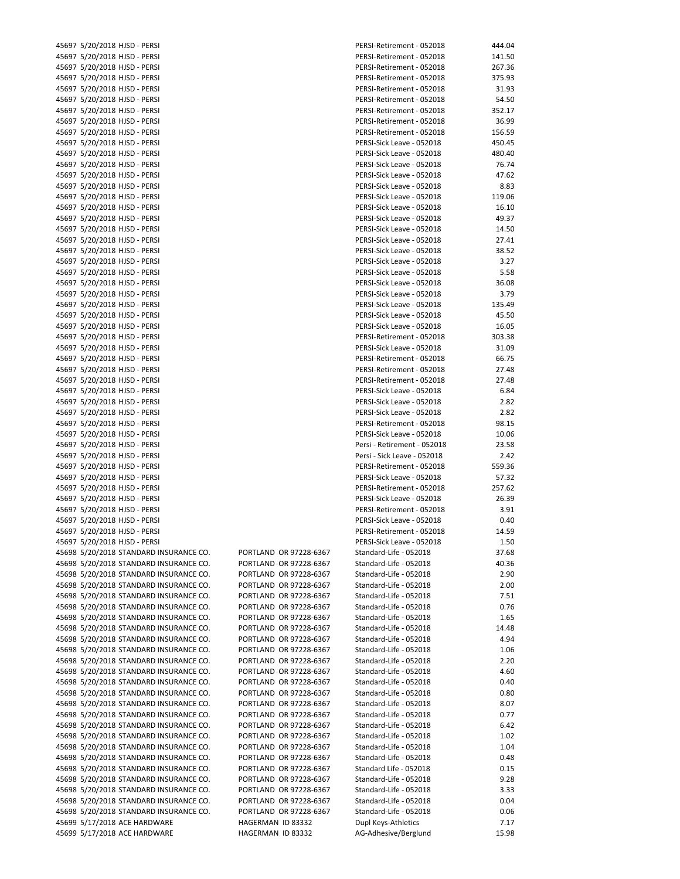| | | | | | |
|---|---|---|---|---|---|
| 45697 | 5/20/2018 | HJSD - PERSI | | PERSI-Retirement - 052018 | 444.04 |
| 45697 | 5/20/2018 | HJSD - PERSI | | PERSI-Retirement - 052018 | 141.50 |
| 45697 | 5/20/2018 | HJSD - PERSI | | PERSI-Retirement - 052018 | 267.36 |
| 45697 | 5/20/2018 | HJSD - PERSI | | PERSI-Retirement - 052018 | 375.93 |
| 45697 | 5/20/2018 | HJSD - PERSI | | PERSI-Retirement - 052018 | 31.93 |
| 45697 | 5/20/2018 | HJSD - PERSI | | PERSI-Retirement - 052018 | 54.50 |
| 45697 | 5/20/2018 | HJSD - PERSI | | PERSI-Retirement - 052018 | 352.17 |
| 45697 | 5/20/2018 | HJSD - PERSI | | PERSI-Retirement - 052018 | 36.99 |
| 45697 | 5/20/2018 | HJSD - PERSI | | PERSI-Retirement - 052018 | 156.59 |
| 45697 | 5/20/2018 | HJSD - PERSI | | PERSI-Sick Leave - 052018 | 450.45 |
| 45697 | 5/20/2018 | HJSD - PERSI | | PERSI-Sick Leave - 052018 | 480.40 |
| 45697 | 5/20/2018 | HJSD - PERSI | | PERSI-Sick Leave - 052018 | 76.74 |
| 45697 | 5/20/2018 | HJSD - PERSI | | PERSI-Sick Leave - 052018 | 47.62 |
| 45697 | 5/20/2018 | HJSD - PERSI | | PERSI-Sick Leave - 052018 | 8.83 |
| 45697 | 5/20/2018 | HJSD - PERSI | | PERSI-Sick Leave - 052018 | 119.06 |
| 45697 | 5/20/2018 | HJSD - PERSI | | PERSI-Sick Leave - 052018 | 16.10 |
| 45697 | 5/20/2018 | HJSD - PERSI | | PERSI-Sick Leave - 052018 | 49.37 |
| 45697 | 5/20/2018 | HJSD - PERSI | | PERSI-Sick Leave - 052018 | 14.50 |
| 45697 | 5/20/2018 | HJSD - PERSI | | PERSI-Sick Leave - 052018 | 27.41 |
| 45697 | 5/20/2018 | HJSD - PERSI | | PERSI-Sick Leave - 052018 | 38.52 |
| 45697 | 5/20/2018 | HJSD - PERSI | | PERSI-Sick Leave - 052018 | 3.27 |
| 45697 | 5/20/2018 | HJSD - PERSI | | PERSI-Sick Leave - 052018 | 5.58 |
| 45697 | 5/20/2018 | HJSD - PERSI | | PERSI-Sick Leave - 052018 | 36.08 |
| 45697 | 5/20/2018 | HJSD - PERSI | | PERSI-Sick Leave - 052018 | 3.79 |
| 45697 | 5/20/2018 | HJSD - PERSI | | PERSI-Sick Leave - 052018 | 135.49 |
| 45697 | 5/20/2018 | HJSD - PERSI | | PERSI-Sick Leave - 052018 | 45.50 |
| 45697 | 5/20/2018 | HJSD - PERSI | | PERSI-Sick Leave - 052018 | 16.05 |
| 45697 | 5/20/2018 | HJSD - PERSI | | PERSI-Retirement - 052018 | 303.38 |
| 45697 | 5/20/2018 | HJSD - PERSI | | PERSI-Sick Leave - 052018 | 31.09 |
| 45697 | 5/20/2018 | HJSD - PERSI | | PERSI-Retirement - 052018 | 66.75 |
| 45697 | 5/20/2018 | HJSD - PERSI | | PERSI-Retirement - 052018 | 27.48 |
| 45697 | 5/20/2018 | HJSD - PERSI | | PERSI-Retirement - 052018 | 27.48 |
| 45697 | 5/20/2018 | HJSD - PERSI | | PERSI-Sick Leave - 052018 | 6.84 |
| 45697 | 5/20/2018 | HJSD - PERSI | | PERSI-Sick Leave - 052018 | 2.82 |
| 45697 | 5/20/2018 | HJSD - PERSI | | PERSI-Sick Leave - 052018 | 2.82 |
| 45697 | 5/20/2018 | HJSD - PERSI | | PERSI-Retirement - 052018 | 98.15 |
| 45697 | 5/20/2018 | HJSD - PERSI | | PERSI-Sick Leave - 052018 | 10.06 |
| 45697 | 5/20/2018 | HJSD - PERSI | | Persi - Retirement - 052018 | 23.58 |
| 45697 | 5/20/2018 | HJSD - PERSI | | Persi - Sick Leave - 052018 | 2.42 |
| 45697 | 5/20/2018 | HJSD - PERSI | | PERSI-Retirement - 052018 | 559.36 |
| 45697 | 5/20/2018 | HJSD - PERSI | | PERSI-Sick Leave - 052018 | 57.32 |
| 45697 | 5/20/2018 | HJSD - PERSI | | PERSI-Retirement - 052018 | 257.62 |
| 45697 | 5/20/2018 | HJSD - PERSI | | PERSI-Sick Leave - 052018 | 26.39 |
| 45697 | 5/20/2018 | HJSD - PERSI | | PERSI-Retirement - 052018 | 3.91 |
| 45697 | 5/20/2018 | HJSD - PERSI | | PERSI-Sick Leave - 052018 | 0.40 |
| 45697 | 5/20/2018 | HJSD - PERSI | | PERSI-Retirement - 052018 | 14.59 |
| 45697 | 5/20/2018 | HJSD - PERSI | | PERSI-Sick Leave - 052018 | 1.50 |
| 45698 | 5/20/2018 | STANDARD INSURANCE CO. | PORTLAND OR 97228-6367 | Standard-Life - 052018 | 37.68 |
| 45698 | 5/20/2018 | STANDARD INSURANCE CO. | PORTLAND OR 97228-6367 | Standard-Life - 052018 | 40.36 |
| 45698 | 5/20/2018 | STANDARD INSURANCE CO. | PORTLAND OR 97228-6367 | Standard-Life - 052018 | 2.90 |
| 45698 | 5/20/2018 | STANDARD INSURANCE CO. | PORTLAND OR 97228-6367 | Standard-Life - 052018 | 2.00 |
| 45698 | 5/20/2018 | STANDARD INSURANCE CO. | PORTLAND OR 97228-6367 | Standard-Life - 052018 | 7.51 |
| 45698 | 5/20/2018 | STANDARD INSURANCE CO. | PORTLAND OR 97228-6367 | Standard-Life - 052018 | 0.76 |
| 45698 | 5/20/2018 | STANDARD INSURANCE CO. | PORTLAND OR 97228-6367 | Standard-Life - 052018 | 1.65 |
| 45698 | 5/20/2018 | STANDARD INSURANCE CO. | PORTLAND OR 97228-6367 | Standard-Life - 052018 | 14.48 |
| 45698 | 5/20/2018 | STANDARD INSURANCE CO. | PORTLAND OR 97228-6367 | Standard-Life - 052018 | 4.94 |
| 45698 | 5/20/2018 | STANDARD INSURANCE CO. | PORTLAND OR 97228-6367 | Standard-Life - 052018 | 1.06 |
| 45698 | 5/20/2018 | STANDARD INSURANCE CO. | PORTLAND OR 97228-6367 | Standard-Life - 052018 | 2.20 |
| 45698 | 5/20/2018 | STANDARD INSURANCE CO. | PORTLAND OR 97228-6367 | Standard-Life - 052018 | 4.60 |
| 45698 | 5/20/2018 | STANDARD INSURANCE CO. | PORTLAND OR 97228-6367 | Standard-Life - 052018 | 0.40 |
| 45698 | 5/20/2018 | STANDARD INSURANCE CO. | PORTLAND OR 97228-6367 | Standard-Life - 052018 | 0.80 |
| 45698 | 5/20/2018 | STANDARD INSURANCE CO. | PORTLAND OR 97228-6367 | Standard-Life - 052018 | 8.07 |
| 45698 | 5/20/2018 | STANDARD INSURANCE CO. | PORTLAND OR 97228-6367 | Standard-Life - 052018 | 0.77 |
| 45698 | 5/20/2018 | STANDARD INSURANCE CO. | PORTLAND OR 97228-6367 | Standard-Life - 052018 | 6.42 |
| 45698 | 5/20/2018 | STANDARD INSURANCE CO. | PORTLAND OR 97228-6367 | Standard-Life - 052018 | 1.02 |
| 45698 | 5/20/2018 | STANDARD INSURANCE CO. | PORTLAND OR 97228-6367 | Standard-Life - 052018 | 1.04 |
| 45698 | 5/20/2018 | STANDARD INSURANCE CO. | PORTLAND OR 97228-6367 | Standard-Life - 052018 | 0.48 |
| 45698 | 5/20/2018 | STANDARD INSURANCE CO. | PORTLAND OR 97228-6367 | Standard Life - 052018 | 0.15 |
| 45698 | 5/20/2018 | STANDARD INSURANCE CO. | PORTLAND OR 97228-6367 | Standard-Life - 052018 | 9.28 |
| 45698 | 5/20/2018 | STANDARD INSURANCE CO. | PORTLAND OR 97228-6367 | Standard-Life - 052018 | 3.33 |
| 45698 | 5/20/2018 | STANDARD INSURANCE CO. | PORTLAND OR 97228-6367 | Standard-Life - 052018 | 0.04 |
| 45698 | 5/20/2018 | STANDARD INSURANCE CO. | PORTLAND OR 97228-6367 | Standard-Life - 052018 | 0.06 |
| 45699 | 5/17/2018 | ACE HARDWARE | HAGERMAN ID 83332 | Dupl Keys-Athletics | 7.17 |
| 45699 | 5/17/2018 | ACE HARDWARE | HAGERMAN ID 83332 | AG-Adhesive/Berglund | 15.98 |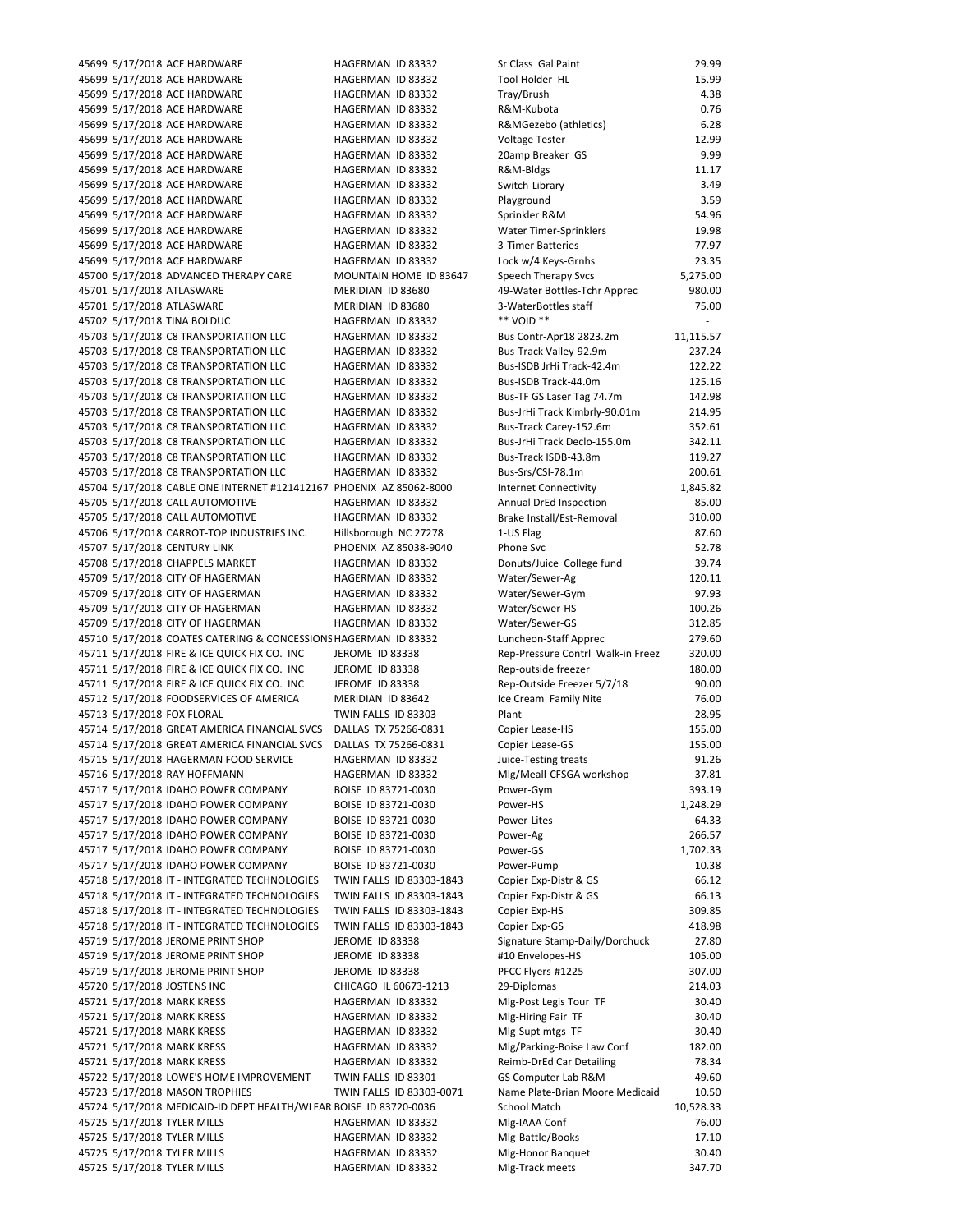| Check | Date | Vendor | Address | Description | Amount |
|---|---|---|---|---|---|
| 45699 | 5/17/2018 | ACE HARDWARE | HAGERMAN ID 83332 | Sr Class Gal Paint | 29.99 |
| 45699 | 5/17/2018 | ACE HARDWARE | HAGERMAN ID 83332 | Tool Holder HL | 15.99 |
| 45699 | 5/17/2018 | ACE HARDWARE | HAGERMAN ID 83332 | Tray/Brush | 4.38 |
| 45699 | 5/17/2018 | ACE HARDWARE | HAGERMAN ID 83332 | R&M-Kubota | 0.76 |
| 45699 | 5/17/2018 | ACE HARDWARE | HAGERMAN ID 83332 | R&MGezebo (athletics) | 6.28 |
| 45699 | 5/17/2018 | ACE HARDWARE | HAGERMAN ID 83332 | Voltage Tester | 12.99 |
| 45699 | 5/17/2018 | ACE HARDWARE | HAGERMAN ID 83332 | 20amp Breaker GS | 9.99 |
| 45699 | 5/17/2018 | ACE HARDWARE | HAGERMAN ID 83332 | R&M-Bldgs | 11.17 |
| 45699 | 5/17/2018 | ACE HARDWARE | HAGERMAN ID 83332 | Switch-Library | 3.49 |
| 45699 | 5/17/2018 | ACE HARDWARE | HAGERMAN ID 83332 | Playground | 3.59 |
| 45699 | 5/17/2018 | ACE HARDWARE | HAGERMAN ID 83332 | Sprinkler R&M | 54.96 |
| 45699 | 5/17/2018 | ACE HARDWARE | HAGERMAN ID 83332 | Water Timer-Sprinklers | 19.98 |
| 45699 | 5/17/2018 | ACE HARDWARE | HAGERMAN ID 83332 | 3-Timer Batteries | 77.97 |
| 45699 | 5/17/2018 | ACE HARDWARE | HAGERMAN ID 83332 | Lock w/4 Keys-Grnhs | 23.35 |
| 45700 | 5/17/2018 | ADVANCED THERAPY CARE | MOUNTAIN HOME ID 83647 | Speech Therapy Svcs | 5,275.00 |
| 45701 | 5/17/2018 | ATLASWARE | MERIDIAN ID 83680 | 49-Water Bottles-Tchr Apprec | 980.00 |
| 45701 | 5/17/2018 | ATLASWARE | MERIDIAN ID 83680 | 3-WaterBottles staff | 75.00 |
| 45702 | 5/17/2018 | TINA BOLDUC | HAGERMAN ID 83332 | ** VOID ** | - |
| 45703 | 5/17/2018 | C8 TRANSPORTATION LLC | HAGERMAN ID 83332 | Bus Contr-Apr18 2823.2m | 11,115.57 |
| 45703 | 5/17/2018 | C8 TRANSPORTATION LLC | HAGERMAN ID 83332 | Bus-Track Valley-92.9m | 237.24 |
| 45703 | 5/17/2018 | C8 TRANSPORTATION LLC | HAGERMAN ID 83332 | Bus-ISDB JrHi Track-42.4m | 122.22 |
| 45703 | 5/17/2018 | C8 TRANSPORTATION LLC | HAGERMAN ID 83332 | Bus-ISDB Track-44.0m | 125.16 |
| 45703 | 5/17/2018 | C8 TRANSPORTATION LLC | HAGERMAN ID 83332 | Bus-TF GS Laser Tag 74.7m | 142.98 |
| 45703 | 5/17/2018 | C8 TRANSPORTATION LLC | HAGERMAN ID 83332 | Bus-JrHi Track Kimbrly-90.01m | 214.95 |
| 45703 | 5/17/2018 | C8 TRANSPORTATION LLC | HAGERMAN ID 83332 | Bus-Track Carey-152.6m | 352.61 |
| 45703 | 5/17/2018 | C8 TRANSPORTATION LLC | HAGERMAN ID 83332 | Bus-JrHi Track Declo-155.0m | 342.11 |
| 45703 | 5/17/2018 | C8 TRANSPORTATION LLC | HAGERMAN ID 83332 | Bus-Track ISDB-43.8m | 119.27 |
| 45703 | 5/17/2018 | C8 TRANSPORTATION LLC | HAGERMAN ID 83332 | Bus-Srs/CSI-78.1m | 200.61 |
| 45704 | 5/17/2018 | CABLE ONE INTERNET #121412167 | PHOENIX AZ 85062-8000 | Internet Connectivity | 1,845.82 |
| 45705 | 5/17/2018 | CALL AUTOMOTIVE | HAGERMAN ID 83332 | Annual DrEd Inspection | 85.00 |
| 45705 | 5/17/2018 | CALL AUTOMOTIVE | HAGERMAN ID 83332 | Brake Install/Est-Removal | 310.00 |
| 45706 | 5/17/2018 | CARROT-TOP INDUSTRIES INC. | Hillsborough NC 27278 | 1-US Flag | 87.60 |
| 45707 | 5/17/2018 | CENTURY LINK | PHOENIX AZ 85038-9040 | Phone Svc | 52.78 |
| 45708 | 5/17/2018 | CHAPPELS MARKET | HAGERMAN ID 83332 | Donuts/Juice College fund | 39.74 |
| 45709 | 5/17/2018 | CITY OF HAGERMAN | HAGERMAN ID 83332 | Water/Sewer-Ag | 120.11 |
| 45709 | 5/17/2018 | CITY OF HAGERMAN | HAGERMAN ID 83332 | Water/Sewer-Gym | 97.93 |
| 45709 | 5/17/2018 | CITY OF HAGERMAN | HAGERMAN ID 83332 | Water/Sewer-HS | 100.26 |
| 45709 | 5/17/2018 | CITY OF HAGERMAN | HAGERMAN ID 83332 | Water/Sewer-GS | 312.85 |
| 45710 | 5/17/2018 | COATES CATERING & CONCESSIONS | HAGERMAN ID 83332 | Luncheon-Staff Apprec | 279.60 |
| 45711 | 5/17/2018 | FIRE & ICE QUICK FIX CO. INC | JEROME ID 83338 | Rep-Pressure Contrl Walk-in Freez | 320.00 |
| 45711 | 5/17/2018 | FIRE & ICE QUICK FIX CO. INC | JEROME ID 83338 | Rep-outside freezer | 180.00 |
| 45711 | 5/17/2018 | FIRE & ICE QUICK FIX CO. INC | JEROME ID 83338 | Rep-Outside Freezer 5/7/18 | 90.00 |
| 45712 | 5/17/2018 | FOODSERVICES OF AMERICA | MERIDIAN ID 83642 | Ice Cream Family Nite | 76.00 |
| 45713 | 5/17/2018 | FOX FLORAL | TWIN FALLS ID 83303 | Plant | 28.95 |
| 45714 | 5/17/2018 | GREAT AMERICA FINANCIAL SVCS | DALLAS TX 75266-0831 | Copier Lease-HS | 155.00 |
| 45714 | 5/17/2018 | GREAT AMERICA FINANCIAL SVCS | DALLAS TX 75266-0831 | Copier Lease-GS | 155.00 |
| 45715 | 5/17/2018 | HAGERMAN FOOD SERVICE | HAGERMAN ID 83332 | Juice-Testing treats | 91.26 |
| 45716 | 5/17/2018 | RAY HOFFMANN | HAGERMAN ID 83332 | Mlg/Meall-CFSGA workshop | 37.81 |
| 45717 | 5/17/2018 | IDAHO POWER COMPANY | BOISE ID 83721-0030 | Power-Gym | 393.19 |
| 45717 | 5/17/2018 | IDAHO POWER COMPANY | BOISE ID 83721-0030 | Power-HS | 1,248.29 |
| 45717 | 5/17/2018 | IDAHO POWER COMPANY | BOISE ID 83721-0030 | Power-Lites | 64.33 |
| 45717 | 5/17/2018 | IDAHO POWER COMPANY | BOISE ID 83721-0030 | Power-Ag | 266.57 |
| 45717 | 5/17/2018 | IDAHO POWER COMPANY | BOISE ID 83721-0030 | Power-GS | 1,702.33 |
| 45717 | 5/17/2018 | IDAHO POWER COMPANY | BOISE ID 83721-0030 | Power-Pump | 10.38 |
| 45718 | 5/17/2018 | IT - INTEGRATED TECHNOLOGIES | TWIN FALLS ID 83303-1843 | Copier Exp-Distr & GS | 66.12 |
| 45718 | 5/17/2018 | IT - INTEGRATED TECHNOLOGIES | TWIN FALLS ID 83303-1843 | Copier Exp-Distr & GS | 66.13 |
| 45718 | 5/17/2018 | IT - INTEGRATED TECHNOLOGIES | TWIN FALLS ID 83303-1843 | Copier Exp-HS | 309.85 |
| 45718 | 5/17/2018 | IT - INTEGRATED TECHNOLOGIES | TWIN FALLS ID 83303-1843 | Copier Exp-GS | 418.98 |
| 45719 | 5/17/2018 | JEROME PRINT SHOP | JEROME ID 83338 | Signature Stamp-Daily/Dorchuck | 27.80 |
| 45719 | 5/17/2018 | JEROME PRINT SHOP | JEROME ID 83338 | #10 Envelopes-HS | 105.00 |
| 45719 | 5/17/2018 | JEROME PRINT SHOP | JEROME ID 83338 | PFCC Flyers-#1225 | 307.00 |
| 45720 | 5/17/2018 | JOSTENS INC | CHICAGO IL 60673-1213 | 29-Diplomas | 214.03 |
| 45721 | 5/17/2018 | MARK KRESS | HAGERMAN ID 83332 | Mlg-Post Legis Tour TF | 30.40 |
| 45721 | 5/17/2018 | MARK KRESS | HAGERMAN ID 83332 | Mlg-Hiring Fair TF | 30.40 |
| 45721 | 5/17/2018 | MARK KRESS | HAGERMAN ID 83332 | Mlg-Supt mtgs TF | 30.40 |
| 45721 | 5/17/2018 | MARK KRESS | HAGERMAN ID 83332 | Mlg/Parking-Boise Law Conf | 182.00 |
| 45721 | 5/17/2018 | MARK KRESS | HAGERMAN ID 83332 | Reimb-DrEd Car Detailing | 78.34 |
| 45722 | 5/17/2018 | LOWE'S HOME IMPROVEMENT | TWIN FALLS ID 83301 | GS Computer Lab R&M | 49.60 |
| 45723 | 5/17/2018 | MASON TROPHIES | TWIN FALLS ID 83303-0071 | Name Plate-Brian Moore Medicaid | 10.50 |
| 45724 | 5/17/2018 | MEDICAID-ID DEPT HEALTH/WLFAR | BOISE ID 83720-0036 | School Match | 10,528.33 |
| 45725 | 5/17/2018 | TYLER MILLS | HAGERMAN ID 83332 | Mlg-IAAA Conf | 76.00 |
| 45725 | 5/17/2018 | TYLER MILLS | HAGERMAN ID 83332 | Mlg-Battle/Books | 17.10 |
| 45725 | 5/17/2018 | TYLER MILLS | HAGERMAN ID 83332 | Mlg-Honor Banquet | 30.40 |
| 45725 | 5/17/2018 | TYLER MILLS | HAGERMAN ID 83332 | Mlg-Track meets | 347.70 |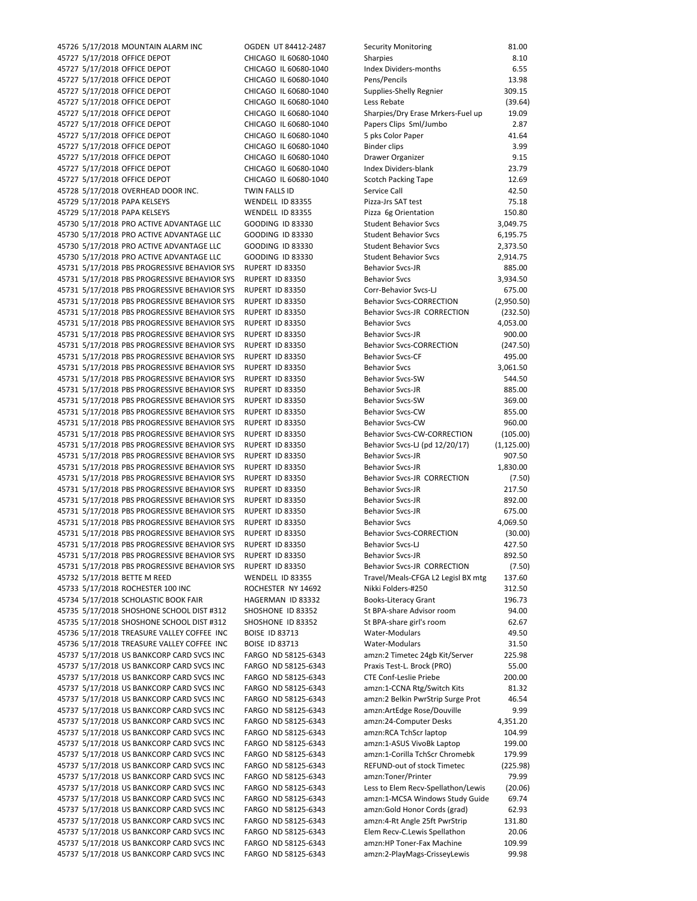| | | | | | |
|---|---|---|---|---|---|
| 45726 | 5/17/2018 | MOUNTAIN ALARM INC | OGDEN UT 84412-2487 | Security Monitoring | 81.00 |
| 45727 | 5/17/2018 | OFFICE DEPOT | CHICAGO IL 60680-1040 | Sharpies | 8.10 |
| 45727 | 5/17/2018 | OFFICE DEPOT | CHICAGO IL 60680-1040 | Index Dividers-months | 6.55 |
| 45727 | 5/17/2018 | OFFICE DEPOT | CHICAGO IL 60680-1040 | Pens/Pencils | 13.98 |
| 45727 | 5/17/2018 | OFFICE DEPOT | CHICAGO IL 60680-1040 | Supplies-Shelly Regnier | 309.15 |
| 45727 | 5/17/2018 | OFFICE DEPOT | CHICAGO IL 60680-1040 | Less Rebate | (39.64) |
| 45727 | 5/17/2018 | OFFICE DEPOT | CHICAGO IL 60680-1040 | Sharpies/Dry Erase Mrkers-Fuel up | 19.09 |
| 45727 | 5/17/2018 | OFFICE DEPOT | CHICAGO IL 60680-1040 | Papers Clips Sml/Jumbo | 2.87 |
| 45727 | 5/17/2018 | OFFICE DEPOT | CHICAGO IL 60680-1040 | 5 pks Color Paper | 41.64 |
| 45727 | 5/17/2018 | OFFICE DEPOT | CHICAGO IL 60680-1040 | Binder clips | 3.99 |
| 45727 | 5/17/2018 | OFFICE DEPOT | CHICAGO IL 60680-1040 | Drawer Organizer | 9.15 |
| 45727 | 5/17/2018 | OFFICE DEPOT | CHICAGO IL 60680-1040 | Index Dividers-blank | 23.79 |
| 45727 | 5/17/2018 | OFFICE DEPOT | CHICAGO IL 60680-1040 | Scotch Packing Tape | 12.69 |
| 45728 | 5/17/2018 | OVERHEAD DOOR INC. | TWIN FALLS ID | Service Call | 42.50 |
| 45729 | 5/17/2018 | PAPA KELSEYS | WENDELL ID 83355 | Pizza-Jrs SAT test | 75.18 |
| 45729 | 5/17/2018 | PAPA KELSEYS | WENDELL ID 83355 | Pizza 6g Orientation | 150.80 |
| 45730 | 5/17/2018 | PRO ACTIVE ADVANTAGE LLC | GOODING ID 83330 | Student Behavior Svcs | 3,049.75 |
| 45730 | 5/17/2018 | PRO ACTIVE ADVANTAGE LLC | GOODING ID 83330 | Student Behavior Svcs | 6,195.75 |
| 45730 | 5/17/2018 | PRO ACTIVE ADVANTAGE LLC | GOODING ID 83330 | Student Behavior Svcs | 2,373.50 |
| 45730 | 5/17/2018 | PRO ACTIVE ADVANTAGE LLC | GOODING ID 83330 | Student Behavior Svcs | 2,914.75 |
| 45731 | 5/17/2018 | PBS PROGRESSIVE BEHAVIOR SYS | RUPERT ID 83350 | Behavior Svcs-JR | 885.00 |
| 45731 | 5/17/2018 | PBS PROGRESSIVE BEHAVIOR SYS | RUPERT ID 83350 | Behavior Svcs | 3,934.50 |
| 45731 | 5/17/2018 | PBS PROGRESSIVE BEHAVIOR SYS | RUPERT ID 83350 | Corr-Behavior Svcs-LJ | 675.00 |
| 45731 | 5/17/2018 | PBS PROGRESSIVE BEHAVIOR SYS | RUPERT ID 83350 | Behavior Svcs-CORRECTION | (2,950.50) |
| 45731 | 5/17/2018 | PBS PROGRESSIVE BEHAVIOR SYS | RUPERT ID 83350 | Behavior Svcs-JR CORRECTION | (232.50) |
| 45731 | 5/17/2018 | PBS PROGRESSIVE BEHAVIOR SYS | RUPERT ID 83350 | Behavior Svcs | 4,053.00 |
| 45731 | 5/17/2018 | PBS PROGRESSIVE BEHAVIOR SYS | RUPERT ID 83350 | Behavior Svcs-JR | 900.00 |
| 45731 | 5/17/2018 | PBS PROGRESSIVE BEHAVIOR SYS | RUPERT ID 83350 | Behavior Svcs-CORRECTION | (247.50) |
| 45731 | 5/17/2018 | PBS PROGRESSIVE BEHAVIOR SYS | RUPERT ID 83350 | Behavior Svcs-CF | 495.00 |
| 45731 | 5/17/2018 | PBS PROGRESSIVE BEHAVIOR SYS | RUPERT ID 83350 | Behavior Svcs | 3,061.50 |
| 45731 | 5/17/2018 | PBS PROGRESSIVE BEHAVIOR SYS | RUPERT ID 83350 | Behavior Svcs-SW | 544.50 |
| 45731 | 5/17/2018 | PBS PROGRESSIVE BEHAVIOR SYS | RUPERT ID 83350 | Behavior Svcs-JR | 885.00 |
| 45731 | 5/17/2018 | PBS PROGRESSIVE BEHAVIOR SYS | RUPERT ID 83350 | Behavior Svcs-SW | 369.00 |
| 45731 | 5/17/2018 | PBS PROGRESSIVE BEHAVIOR SYS | RUPERT ID 83350 | Behavior Svcs-CW | 855.00 |
| 45731 | 5/17/2018 | PBS PROGRESSIVE BEHAVIOR SYS | RUPERT ID 83350 | Behavior Svcs-CW | 960.00 |
| 45731 | 5/17/2018 | PBS PROGRESSIVE BEHAVIOR SYS | RUPERT ID 83350 | Behavior Svcs-CW-CORRECTION | (105.00) |
| 45731 | 5/17/2018 | PBS PROGRESSIVE BEHAVIOR SYS | RUPERT ID 83350 | Behavior Svcs-LJ (pd 12/20/17) | (1,125.00) |
| 45731 | 5/17/2018 | PBS PROGRESSIVE BEHAVIOR SYS | RUPERT ID 83350 | Behavior Svcs-JR | 907.50 |
| 45731 | 5/17/2018 | PBS PROGRESSIVE BEHAVIOR SYS | RUPERT ID 83350 | Behavior Svcs-JR | 1,830.00 |
| 45731 | 5/17/2018 | PBS PROGRESSIVE BEHAVIOR SYS | RUPERT ID 83350 | Behavior Svcs-JR CORRECTION | (7.50) |
| 45731 | 5/17/2018 | PBS PROGRESSIVE BEHAVIOR SYS | RUPERT ID 83350 | Behavior Svcs-JR | 217.50 |
| 45731 | 5/17/2018 | PBS PROGRESSIVE BEHAVIOR SYS | RUPERT ID 83350 | Behavior Svcs-JR | 892.00 |
| 45731 | 5/17/2018 | PBS PROGRESSIVE BEHAVIOR SYS | RUPERT ID 83350 | Behavior Svcs-JR | 675.00 |
| 45731 | 5/17/2018 | PBS PROGRESSIVE BEHAVIOR SYS | RUPERT ID 83350 | Behavior Svcs | 4,069.50 |
| 45731 | 5/17/2018 | PBS PROGRESSIVE BEHAVIOR SYS | RUPERT ID 83350 | Behavior Svcs-CORRECTION | (30.00) |
| 45731 | 5/17/2018 | PBS PROGRESSIVE BEHAVIOR SYS | RUPERT ID 83350 | Behavior Svcs-LJ | 427.50 |
| 45731 | 5/17/2018 | PBS PROGRESSIVE BEHAVIOR SYS | RUPERT ID 83350 | Behavior Svcs-JR | 892.50 |
| 45731 | 5/17/2018 | PBS PROGRESSIVE BEHAVIOR SYS | RUPERT ID 83350 | Behavior Svcs-JR CORRECTION | (7.50) |
| 45732 | 5/17/2018 | BETTE M REED | WENDELL ID 83355 | Travel/Meals-CFGA L2 Legisl BX mtg | 137.60 |
| 45733 | 5/17/2018 | ROCHESTER 100 INC | ROCHESTER NY 14692 | Nikki Folders-#250 | 312.50 |
| 45734 | 5/17/2018 | SCHOLASTIC BOOK FAIR | HAGERMAN ID 83332 | Books-Literacy Grant | 196.73 |
| 45735 | 5/17/2018 | SHOSHONE SCHOOL DIST #312 | SHOSHONE ID 83352 | St BPA-share Advisor room | 94.00 |
| 45735 | 5/17/2018 | SHOSHONE SCHOOL DIST #312 | SHOSHONE ID 83352 | St BPA-share girl's room | 62.67 |
| 45736 | 5/17/2018 | TREASURE VALLEY COFFEE INC | BOISE ID 83713 | Water-Modulars | 49.50 |
| 45736 | 5/17/2018 | TREASURE VALLEY COFFEE INC | BOISE ID 83713 | Water-Modulars | 31.50 |
| 45737 | 5/17/2018 | US BANKCORP CARD SVCS INC | FARGO ND 58125-6343 | amzn:2 Timetec 24gb Kit/Server | 225.98 |
| 45737 | 5/17/2018 | US BANKCORP CARD SVCS INC | FARGO ND 58125-6343 | Praxis Test-L. Brock (PRO) | 55.00 |
| 45737 | 5/17/2018 | US BANKCORP CARD SVCS INC | FARGO ND 58125-6343 | CTE Conf-Leslie Priebe | 200.00 |
| 45737 | 5/17/2018 | US BANKCORP CARD SVCS INC | FARGO ND 58125-6343 | amzn:1-CCNA Rtg/Switch Kits | 81.32 |
| 45737 | 5/17/2018 | US BANKCORP CARD SVCS INC | FARGO ND 58125-6343 | amzn:2 Belkin PwrStrip Surge Prot | 46.54 |
| 45737 | 5/17/2018 | US BANKCORP CARD SVCS INC | FARGO ND 58125-6343 | amzn:ArtEdge Rose/Douville | 9.99 |
| 45737 | 5/17/2018 | US BANKCORP CARD SVCS INC | FARGO ND 58125-6343 | amzn:24-Computer Desks | 4,351.20 |
| 45737 | 5/17/2018 | US BANKCORP CARD SVCS INC | FARGO ND 58125-6343 | amzn:RCA TchScr laptop | 104.99 |
| 45737 | 5/17/2018 | US BANKCORP CARD SVCS INC | FARGO ND 58125-6343 | amzn:1-ASUS VivoBk Laptop | 199.00 |
| 45737 | 5/17/2018 | US BANKCORP CARD SVCS INC | FARGO ND 58125-6343 | amzn:1-Corilla TchScr Chromebk | 179.99 |
| 45737 | 5/17/2018 | US BANKCORP CARD SVCS INC | FARGO ND 58125-6343 | REFUND-out of stock Timetec | (225.98) |
| 45737 | 5/17/2018 | US BANKCORP CARD SVCS INC | FARGO ND 58125-6343 | amzn:Toner/Printer | 79.99 |
| 45737 | 5/17/2018 | US BANKCORP CARD SVCS INC | FARGO ND 58125-6343 | Less to Elem Recv-Spellathon/Lewis | (20.06) |
| 45737 | 5/17/2018 | US BANKCORP CARD SVCS INC | FARGO ND 58125-6343 | amzn:1-MCSA Windows Study Guide | 69.74 |
| 45737 | 5/17/2018 | US BANKCORP CARD SVCS INC | FARGO ND 58125-6343 | amzn:Gold Honor Cords (grad) | 62.93 |
| 45737 | 5/17/2018 | US BANKCORP CARD SVCS INC | FARGO ND 58125-6343 | amzn:4-Rt Angle 25ft PwrStrip | 131.80 |
| 45737 | 5/17/2018 | US BANKCORP CARD SVCS INC | FARGO ND 58125-6343 | Elem Recv-C.Lewis Spellathon | 20.06 |
| 45737 | 5/17/2018 | US BANKCORP CARD SVCS INC | FARGO ND 58125-6343 | amzn:HP Toner-Fax Machine | 109.99 |
| 45737 | 5/17/2018 | US BANKCORP CARD SVCS INC | FARGO ND 58125-6343 | amzn:2-PlayMags-CrisseyLewis | 99.98 |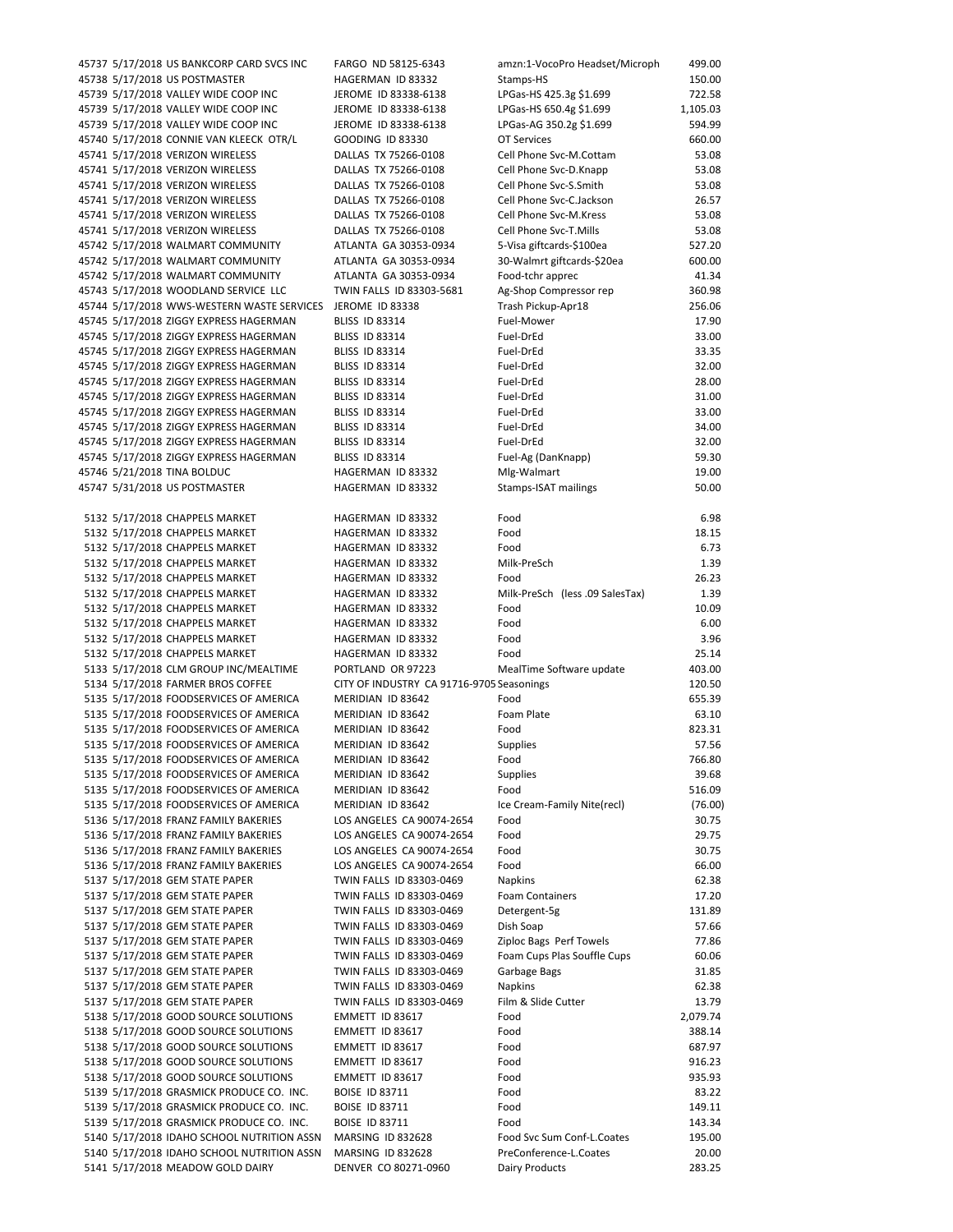| | | | | | |
|---|---|---|---|---|---|
| 45737 | 5/17/2018 | US BANKCORP CARD SVCS INC | FARGO ND 58125-6343 | amzn:1-VocoPro Headset/Microph | 499.00 |
| 45738 | 5/17/2018 | US POSTMASTER | HAGERMAN ID 83332 | Stamps-HS | 150.00 |
| 45739 | 5/17/2018 | VALLEY WIDE COOP INC | JEROME ID 83338-6138 | LPGas-HS 425.3g $1.699 | 722.58 |
| 45739 | 5/17/2018 | VALLEY WIDE COOP INC | JEROME ID 83338-6138 | LPGas-HS 650.4g $1.699 | 1,105.03 |
| 45739 | 5/17/2018 | VALLEY WIDE COOP INC | JEROME ID 83338-6138 | LPGas-AG 350.2g $1.699 | 594.99 |
| 45740 | 5/17/2018 | CONNIE VAN KLEECK OTR/L | GOODING ID 83330 | OT Services | 660.00 |
| 45741 | 5/17/2018 | VERIZON WIRELESS | DALLAS TX 75266-0108 | Cell Phone Svc-M.Cottam | 53.08 |
| 45741 | 5/17/2018 | VERIZON WIRELESS | DALLAS TX 75266-0108 | Cell Phone Svc-D.Knapp | 53.08 |
| 45741 | 5/17/2018 | VERIZON WIRELESS | DALLAS TX 75266-0108 | Cell Phone Svc-S.Smith | 53.08 |
| 45741 | 5/17/2018 | VERIZON WIRELESS | DALLAS TX 75266-0108 | Cell Phone Svc-C.Jackson | 26.57 |
| 45741 | 5/17/2018 | VERIZON WIRELESS | DALLAS TX 75266-0108 | Cell Phone Svc-M.Kress | 53.08 |
| 45741 | 5/17/2018 | VERIZON WIRELESS | DALLAS TX 75266-0108 | Cell Phone Svc-T.Mills | 53.08 |
| 45742 | 5/17/2018 | WALMART COMMUNITY | ATLANTA GA 30353-0934 | 5-Visa giftcards-$100ea | 527.20 |
| 45742 | 5/17/2018 | WALMART COMMUNITY | ATLANTA GA 30353-0934 | 30-Walmrt giftcards-$20ea | 600.00 |
| 45742 | 5/17/2018 | WALMART COMMUNITY | ATLANTA GA 30353-0934 | Food-tchr apprec | 41.34 |
| 45743 | 5/17/2018 | WOODLAND SERVICE LLC | TWIN FALLS ID 83303-5681 | Ag-Shop Compressor rep | 360.98 |
| 45744 | 5/17/2018 | WWS-WESTERN WASTE SERVICES | JEROME ID 83338 | Trash Pickup-Apr18 | 256.06 |
| 45745 | 5/17/2018 | ZIGGY EXPRESS HAGERMAN | BLISS ID 83314 | Fuel-Mower | 17.90 |
| 45745 | 5/17/2018 | ZIGGY EXPRESS HAGERMAN | BLISS ID 83314 | Fuel-DrEd | 33.00 |
| 45745 | 5/17/2018 | ZIGGY EXPRESS HAGERMAN | BLISS ID 83314 | Fuel-DrEd | 33.35 |
| 45745 | 5/17/2018 | ZIGGY EXPRESS HAGERMAN | BLISS ID 83314 | Fuel-DrEd | 32.00 |
| 45745 | 5/17/2018 | ZIGGY EXPRESS HAGERMAN | BLISS ID 83314 | Fuel-DrEd | 28.00 |
| 45745 | 5/17/2018 | ZIGGY EXPRESS HAGERMAN | BLISS ID 83314 | Fuel-DrEd | 31.00 |
| 45745 | 5/17/2018 | ZIGGY EXPRESS HAGERMAN | BLISS ID 83314 | Fuel-DrEd | 33.00 |
| 45745 | 5/17/2018 | ZIGGY EXPRESS HAGERMAN | BLISS ID 83314 | Fuel-DrEd | 34.00 |
| 45745 | 5/17/2018 | ZIGGY EXPRESS HAGERMAN | BLISS ID 83314 | Fuel-DrEd | 32.00 |
| 45745 | 5/17/2018 | ZIGGY EXPRESS HAGERMAN | BLISS ID 83314 | Fuel-Ag (DanKnapp) | 59.30 |
| 45746 | 5/21/2018 | TINA BOLDUC | HAGERMAN ID 83332 | Mlg-Walmart | 19.00 |
| 45747 | 5/31/2018 | US POSTMASTER | HAGERMAN ID 83332 | Stamps-ISAT mailings | 50.00 |
| | | | | | |
| 5132 | 5/17/2018 | CHAPPELS MARKET | HAGERMAN ID 83332 | Food | 6.98 |
| 5132 | 5/17/2018 | CHAPPELS MARKET | HAGERMAN ID 83332 | Food | 18.15 |
| 5132 | 5/17/2018 | CHAPPELS MARKET | HAGERMAN ID 83332 | Food | 6.73 |
| 5132 | 5/17/2018 | CHAPPELS MARKET | HAGERMAN ID 83332 | Milk-PreSch | 1.39 |
| 5132 | 5/17/2018 | CHAPPELS MARKET | HAGERMAN ID 83332 | Food | 26.23 |
| 5132 | 5/17/2018 | CHAPPELS MARKET | HAGERMAN ID 83332 | Milk-PreSch (less .09 SalesTax) | 1.39 |
| 5132 | 5/17/2018 | CHAPPELS MARKET | HAGERMAN ID 83332 | Food | 10.09 |
| 5132 | 5/17/2018 | CHAPPELS MARKET | HAGERMAN ID 83332 | Food | 6.00 |
| 5132 | 5/17/2018 | CHAPPELS MARKET | HAGERMAN ID 83332 | Food | 3.96 |
| 5132 | 5/17/2018 | CHAPPELS MARKET | HAGERMAN ID 83332 | Food | 25.14 |
| 5133 | 5/17/2018 | CLM GROUP INC/MEALTIME | PORTLAND OR 97223 | MealTime Software update | 403.00 |
| 5134 | 5/17/2018 | FARMER BROS COFFEE | CITY OF INDUSTRY CA 91716-9705 | Seasonings | 120.50 |
| 5135 | 5/17/2018 | FOODSERVICES OF AMERICA | MERIDIAN ID 83642 | Food | 655.39 |
| 5135 | 5/17/2018 | FOODSERVICES OF AMERICA | MERIDIAN ID 83642 | Foam Plate | 63.10 |
| 5135 | 5/17/2018 | FOODSERVICES OF AMERICA | MERIDIAN ID 83642 | Food | 823.31 |
| 5135 | 5/17/2018 | FOODSERVICES OF AMERICA | MERIDIAN ID 83642 | Supplies | 57.56 |
| 5135 | 5/17/2018 | FOODSERVICES OF AMERICA | MERIDIAN ID 83642 | Food | 766.80 |
| 5135 | 5/17/2018 | FOODSERVICES OF AMERICA | MERIDIAN ID 83642 | Supplies | 39.68 |
| 5135 | 5/17/2018 | FOODSERVICES OF AMERICA | MERIDIAN ID 83642 | Food | 516.09 |
| 5135 | 5/17/2018 | FOODSERVICES OF AMERICA | MERIDIAN ID 83642 | Ice Cream-Family Nite(recl) | (76.00) |
| 5136 | 5/17/2018 | FRANZ FAMILY BAKERIES | LOS ANGELES CA 90074-2654 | Food | 30.75 |
| 5136 | 5/17/2018 | FRANZ FAMILY BAKERIES | LOS ANGELES CA 90074-2654 | Food | 29.75 |
| 5136 | 5/17/2018 | FRANZ FAMILY BAKERIES | LOS ANGELES CA 90074-2654 | Food | 30.75 |
| 5136 | 5/17/2018 | FRANZ FAMILY BAKERIES | LOS ANGELES CA 90074-2654 | Food | 66.00 |
| 5137 | 5/17/2018 | GEM STATE PAPER | TWIN FALLS ID 83303-0469 | Napkins | 62.38 |
| 5137 | 5/17/2018 | GEM STATE PAPER | TWIN FALLS ID 83303-0469 | Foam Containers | 17.20 |
| 5137 | 5/17/2018 | GEM STATE PAPER | TWIN FALLS ID 83303-0469 | Detergent-5g | 131.89 |
| 5137 | 5/17/2018 | GEM STATE PAPER | TWIN FALLS ID 83303-0469 | Dish Soap | 57.66 |
| 5137 | 5/17/2018 | GEM STATE PAPER | TWIN FALLS ID 83303-0469 | Ziploc Bags Perf Towels | 77.86 |
| 5137 | 5/17/2018 | GEM STATE PAPER | TWIN FALLS ID 83303-0469 | Foam Cups Plas Souffle Cups | 60.06 |
| 5137 | 5/17/2018 | GEM STATE PAPER | TWIN FALLS ID 83303-0469 | Garbage Bags | 31.85 |
| 5137 | 5/17/2018 | GEM STATE PAPER | TWIN FALLS ID 83303-0469 | Napkins | 62.38 |
| 5137 | 5/17/2018 | GEM STATE PAPER | TWIN FALLS ID 83303-0469 | Film & Slide Cutter | 13.79 |
| 5138 | 5/17/2018 | GOOD SOURCE SOLUTIONS | EMMETT ID 83617 | Food | 2,079.74 |
| 5138 | 5/17/2018 | GOOD SOURCE SOLUTIONS | EMMETT ID 83617 | Food | 388.14 |
| 5138 | 5/17/2018 | GOOD SOURCE SOLUTIONS | EMMETT ID 83617 | Food | 687.97 |
| 5138 | 5/17/2018 | GOOD SOURCE SOLUTIONS | EMMETT ID 83617 | Food | 916.23 |
| 5138 | 5/17/2018 | GOOD SOURCE SOLUTIONS | EMMETT ID 83617 | Food | 935.93 |
| 5139 | 5/17/2018 | GRASMICK PRODUCE CO. INC. | BOISE ID 83711 | Food | 83.22 |
| 5139 | 5/17/2018 | GRASMICK PRODUCE CO. INC. | BOISE ID 83711 | Food | 149.11 |
| 5139 | 5/17/2018 | GRASMICK PRODUCE CO. INC. | BOISE ID 83711 | Food | 143.34 |
| 5140 | 5/17/2018 | IDAHO SCHOOL NUTRITION ASSN | MARSING ID 832628 | Food Svc Sum Conf-L.Coates | 195.00 |
| 5140 | 5/17/2018 | IDAHO SCHOOL NUTRITION ASSN | MARSING ID 832628 | PreConference-L.Coates | 20.00 |
| 5141 | 5/17/2018 | MEADOW GOLD DAIRY | DENVER CO 80271-0960 | Dairy Products | 283.25 |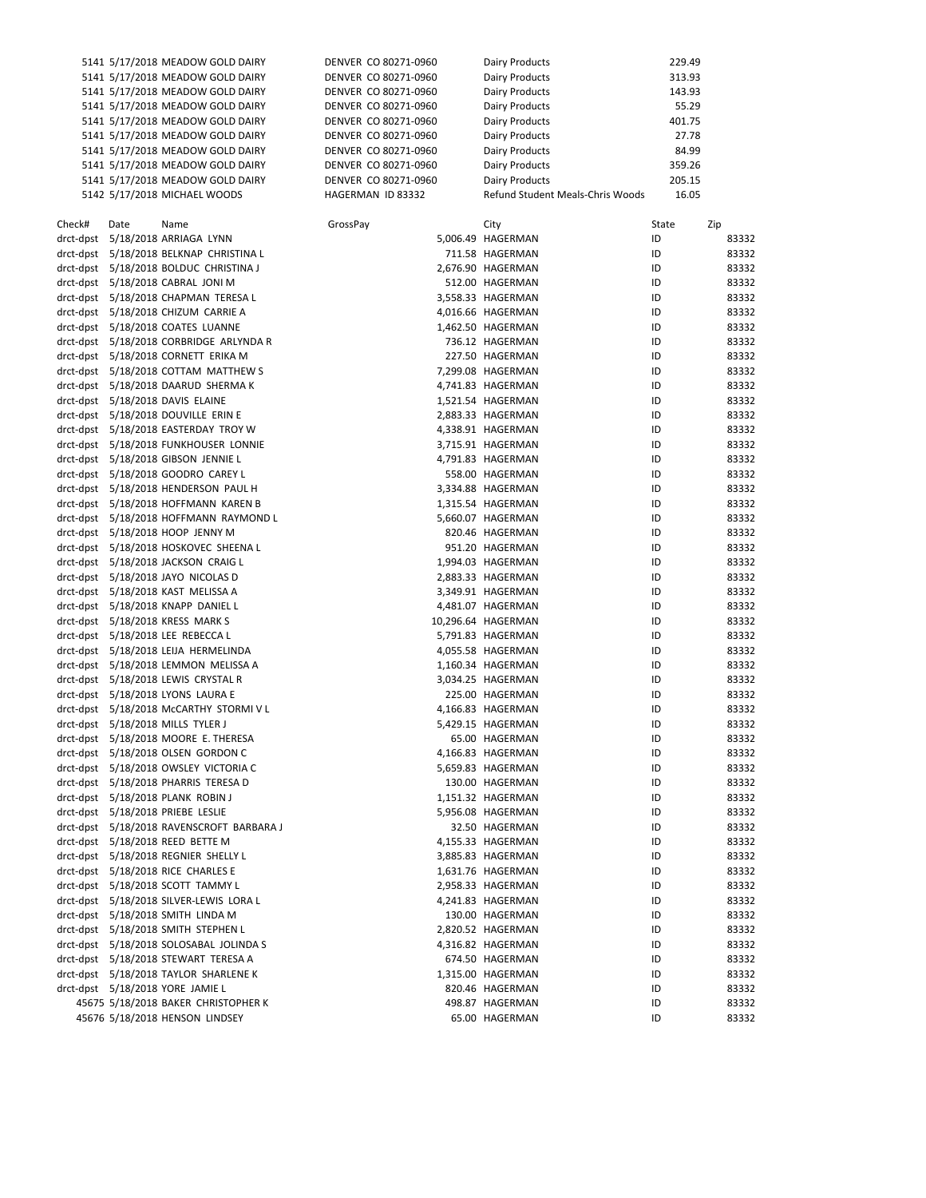| | | | | | |
|---|---|---|---|---|---|
| 5141 | 5/17/2018 | MEADOW GOLD DAIRY | DENVER CO 80271-0960 | Dairy Products | 229.49 |
| 5141 | 5/17/2018 | MEADOW GOLD DAIRY | DENVER CO 80271-0960 | Dairy Products | 313.93 |
| 5141 | 5/17/2018 | MEADOW GOLD DAIRY | DENVER CO 80271-0960 | Dairy Products | 143.93 |
| 5141 | 5/17/2018 | MEADOW GOLD DAIRY | DENVER CO 80271-0960 | Dairy Products | 55.29 |
| 5141 | 5/17/2018 | MEADOW GOLD DAIRY | DENVER CO 80271-0960 | Dairy Products | 401.75 |
| 5141 | 5/17/2018 | MEADOW GOLD DAIRY | DENVER CO 80271-0960 | Dairy Products | 27.78 |
| 5141 | 5/17/2018 | MEADOW GOLD DAIRY | DENVER CO 80271-0960 | Dairy Products | 84.99 |
| 5141 | 5/17/2018 | MEADOW GOLD DAIRY | DENVER CO 80271-0960 | Dairy Products | 359.26 |
| 5141 | 5/17/2018 | MEADOW GOLD DAIRY | DENVER CO 80271-0960 | Dairy Products | 205.15 |
| 5142 | 5/17/2018 | MICHAEL WOODS | HAGERMAN ID 83332 | Refund Student Meals-Chris Woods | 16.05 |

| Check# | Date | Name | GrossPay | City | State | Zip |
|---|---|---|---|---|---|---|
| drct-dpst | 5/18/2018 | ARRIAGA LYNN | 5,006.49 | HAGERMAN | ID | 83332 |
| drct-dpst | 5/18/2018 | BELKNAP CHRISTINA L | 711.58 | HAGERMAN | ID | 83332 |
| drct-dpst | 5/18/2018 | BOLDUC CHRISTINA J | 2,676.90 | HAGERMAN | ID | 83332 |
| drct-dpst | 5/18/2018 | CABRAL JONI M | 512.00 | HAGERMAN | ID | 83332 |
| drct-dpst | 5/18/2018 | CHAPMAN TERESA L | 3,558.33 | HAGERMAN | ID | 83332 |
| drct-dpst | 5/18/2018 | CHIZUM CARRIE A | 4,016.66 | HAGERMAN | ID | 83332 |
| drct-dpst | 5/18/2018 | COATES LUANNE | 1,462.50 | HAGERMAN | ID | 83332 |
| drct-dpst | 5/18/2018 | CORBRIDGE ARLYNDA R | 736.12 | HAGERMAN | ID | 83332 |
| drct-dpst | 5/18/2018 | CORNETT ERIKA M | 227.50 | HAGERMAN | ID | 83332 |
| drct-dpst | 5/18/2018 | COTTAM MATTHEW S | 7,299.08 | HAGERMAN | ID | 83332 |
| drct-dpst | 5/18/2018 | DAARUD SHERMA K | 4,741.83 | HAGERMAN | ID | 83332 |
| drct-dpst | 5/18/2018 | DAVIS ELAINE | 1,521.54 | HAGERMAN | ID | 83332 |
| drct-dpst | 5/18/2018 | DOUVILLE ERIN E | 2,883.33 | HAGERMAN | ID | 83332 |
| drct-dpst | 5/18/2018 | EASTERDAY TROY W | 4,338.91 | HAGERMAN | ID | 83332 |
| drct-dpst | 5/18/2018 | FUNKHOUSER LONNIE | 3,715.91 | HAGERMAN | ID | 83332 |
| drct-dpst | 5/18/2018 | GIBSON JENNIE L | 4,791.83 | HAGERMAN | ID | 83332 |
| drct-dpst | 5/18/2018 | GOODRO CAREY L | 558.00 | HAGERMAN | ID | 83332 |
| drct-dpst | 5/18/2018 | HENDERSON PAUL H | 3,334.88 | HAGERMAN | ID | 83332 |
| drct-dpst | 5/18/2018 | HOFFMANN KAREN B | 1,315.54 | HAGERMAN | ID | 83332 |
| drct-dpst | 5/18/2018 | HOFFMANN RAYMOND L | 5,660.07 | HAGERMAN | ID | 83332 |
| drct-dpst | 5/18/2018 | HOOP JENNY M | 820.46 | HAGERMAN | ID | 83332 |
| drct-dpst | 5/18/2018 | HOSKOVEC SHEENA L | 951.20 | HAGERMAN | ID | 83332 |
| drct-dpst | 5/18/2018 | JACKSON CRAIG L | 1,994.03 | HAGERMAN | ID | 83332 |
| drct-dpst | 5/18/2018 | JAYO NICOLAS D | 2,883.33 | HAGERMAN | ID | 83332 |
| drct-dpst | 5/18/2018 | KAST MELISSA A | 3,349.91 | HAGERMAN | ID | 83332 |
| drct-dpst | 5/18/2018 | KNAPP DANIEL L | 4,481.07 | HAGERMAN | ID | 83332 |
| drct-dpst | 5/18/2018 | KRESS MARK S | 10,296.64 | HAGERMAN | ID | 83332 |
| drct-dpst | 5/18/2018 | LEE REBECCA L | 5,791.83 | HAGERMAN | ID | 83332 |
| drct-dpst | 5/18/2018 | LEIJA HERMELINDA | 4,055.58 | HAGERMAN | ID | 83332 |
| drct-dpst | 5/18/2018 | LEMMON MELISSA A | 1,160.34 | HAGERMAN | ID | 83332 |
| drct-dpst | 5/18/2018 | LEWIS CRYSTAL R | 3,034.25 | HAGERMAN | ID | 83332 |
| drct-dpst | 5/18/2018 | LYONS LAURA E | 225.00 | HAGERMAN | ID | 83332 |
| drct-dpst | 5/18/2018 | McCARTHY STORMI V L | 4,166.83 | HAGERMAN | ID | 83332 |
| drct-dpst | 5/18/2018 | MILLS TYLER J | 5,429.15 | HAGERMAN | ID | 83332 |
| drct-dpst | 5/18/2018 | MOORE E. THERESA | 65.00 | HAGERMAN | ID | 83332 |
| drct-dpst | 5/18/2018 | OLSEN GORDON C | 4,166.83 | HAGERMAN | ID | 83332 |
| drct-dpst | 5/18/2018 | OWSLEY VICTORIA C | 5,659.83 | HAGERMAN | ID | 83332 |
| drct-dpst | 5/18/2018 | PHARRIS TERESA D | 130.00 | HAGERMAN | ID | 83332 |
| drct-dpst | 5/18/2018 | PLANK ROBIN J | 1,151.32 | HAGERMAN | ID | 83332 |
| drct-dpst | 5/18/2018 | PRIEBE LESLIE | 5,956.08 | HAGERMAN | ID | 83332 |
| drct-dpst | 5/18/2018 | RAVENSCROFT BARBARA J | 32.50 | HAGERMAN | ID | 83332 |
| drct-dpst | 5/18/2018 | REED BETTE M | 4,155.33 | HAGERMAN | ID | 83332 |
| drct-dpst | 5/18/2018 | REGNIER SHELLY L | 3,885.83 | HAGERMAN | ID | 83332 |
| drct-dpst | 5/18/2018 | RICE CHARLES E | 1,631.76 | HAGERMAN | ID | 83332 |
| drct-dpst | 5/18/2018 | SCOTT TAMMY L | 2,958.33 | HAGERMAN | ID | 83332 |
| drct-dpst | 5/18/2018 | SILVER-LEWIS LORA L | 4,241.83 | HAGERMAN | ID | 83332 |
| drct-dpst | 5/18/2018 | SMITH LINDA M | 130.00 | HAGERMAN | ID | 83332 |
| drct-dpst | 5/18/2018 | SMITH STEPHEN L | 2,820.52 | HAGERMAN | ID | 83332 |
| drct-dpst | 5/18/2018 | SOLOSABAL JOLINDA S | 4,316.82 | HAGERMAN | ID | 83332 |
| drct-dpst | 5/18/2018 | STEWART TERESA A | 674.50 | HAGERMAN | ID | 83332 |
| drct-dpst | 5/18/2018 | TAYLOR SHARLENE K | 1,315.00 | HAGERMAN | ID | 83332 |
| drct-dpst | 5/18/2018 | YORE JAMIE L | 820.46 | HAGERMAN | ID | 83332 |
| 45675 | 5/18/2018 | BAKER CHRISTOPHER K | 498.87 | HAGERMAN | ID | 83332 |
| 45676 | 5/18/2018 | HENSON LINDSEY | 65.00 | HAGERMAN | ID | 83332 |